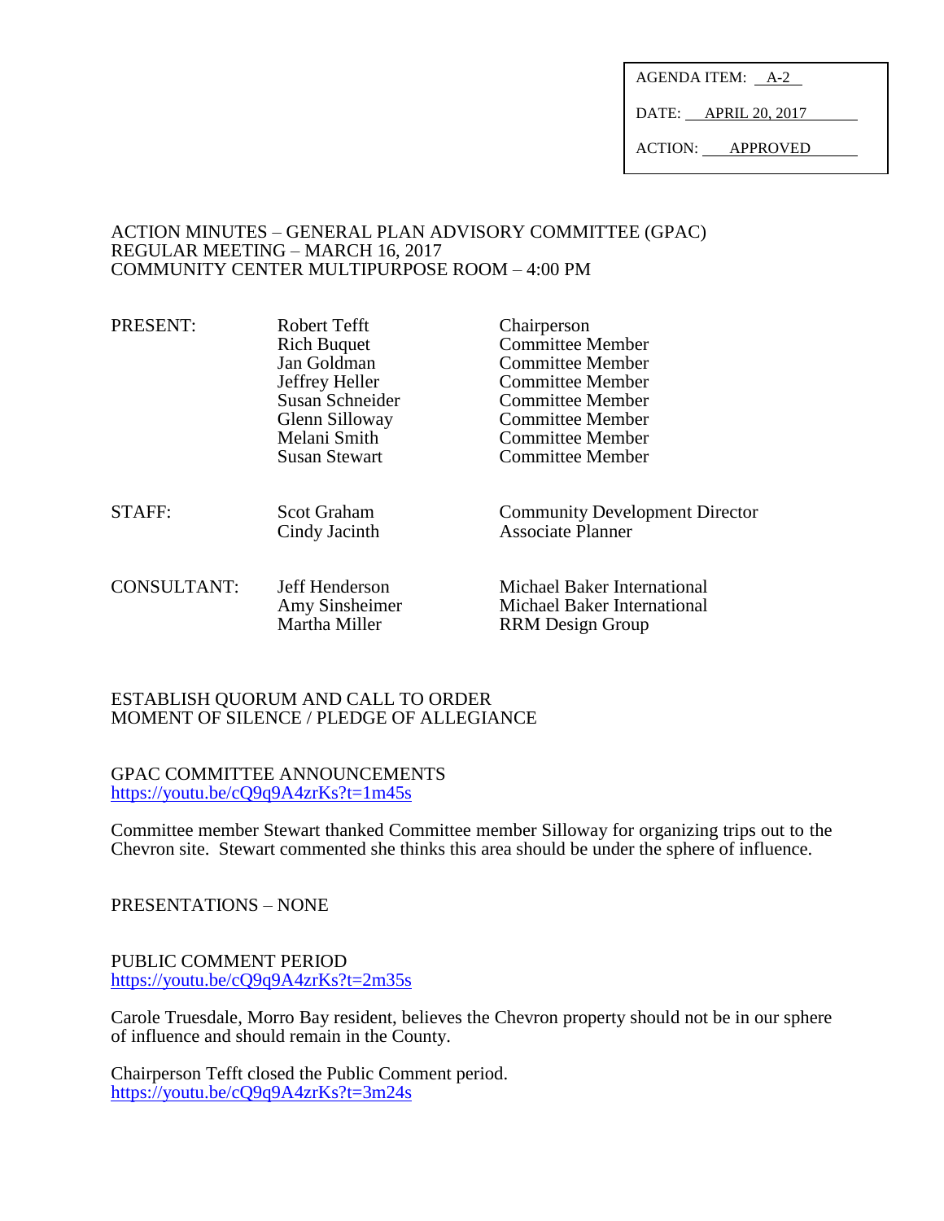| AGENDA ITEM: | A-2 |
|---|---|
| DATE: | APRIL 20, 2017 |
| ACTION: | APPROVED |

ACTION MINUTES – GENERAL PLAN ADVISORY COMMITTEE (GPAC)
REGULAR MEETING – MARCH 16, 2017
COMMUNITY CENTER MULTIPURPOSE ROOM – 4:00 PM

| | | |
|---|---|---|
| PRESENT: | Robert Tefft | Chairperson |
| | Rich Buquet | Committee Member |
| | Jan Goldman | Committee Member |
| | Jeffrey Heller | Committee Member |
| | Susan Schneider | Committee Member |
| | Glenn Silloway | Committee Member |
| | Melani Smith | Committee Member |
| | Susan Stewart | Committee Member |
| STAFF: | Scot Graham | Community Development Director |
| | Cindy Jacinth | Associate Planner |
| CONSULTANT: | Jeff Henderson | Michael Baker International |
| | Amy Sinsheimer | Michael Baker International |
| | Martha Miller | RRM Design Group |

ESTABLISH QUORUM AND CALL TO ORDER
MOMENT OF SILENCE / PLEDGE OF ALLEGIANCE

GPAC COMMITTEE ANNOUNCEMENTS
https://youtu.be/cQ9q9A4zrKs?t=1m45s

Committee member Stewart thanked Committee member Silloway for organizing trips out to the Chevron site. Stewart commented she thinks this area should be under the sphere of influence.

PRESENTATIONS – NONE

PUBLIC COMMENT PERIOD
https://youtu.be/cQ9q9A4zrKs?t=2m35s

Carole Truesdale, Morro Bay resident, believes the Chevron property should not be in our sphere of influence and should remain in the County.

Chairperson Tefft closed the Public Comment period.
https://youtu.be/cQ9q9A4zrKs?t=3m24s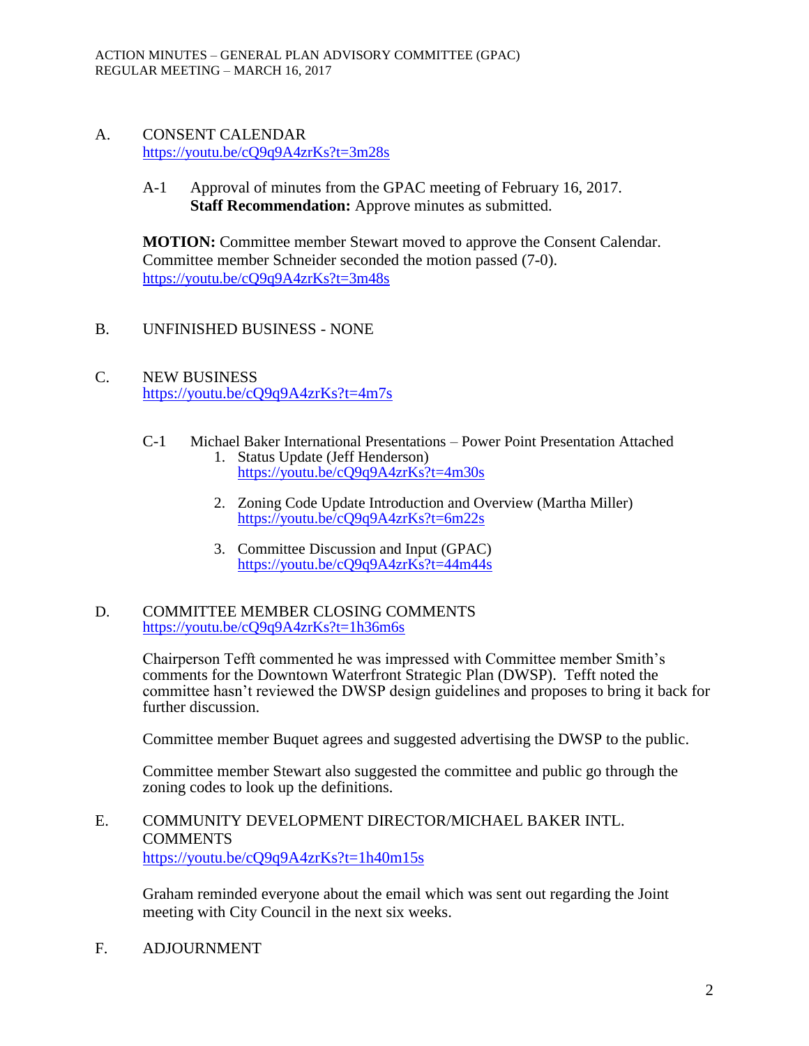## A. CONSENT CALENDAR
https://youtu.be/cQ9q9A4zrKs?t=3m28s

A-1 Approval of minutes from the GPAC meeting of February 16, 2017.
**Staff Recommendation:** Approve minutes as submitted.

**MOTION:** Committee member Stewart moved to approve the Consent Calendar. Committee member Schneider seconded the motion passed (7-0).
https://youtu.be/cQ9q9A4zrKs?t=3m48s

## B. UNFINISHED BUSINESS - NONE

## C. NEW BUSINESS
https://youtu.be/cQ9q9A4zrKs?t=4m7s

C-1 Michael Baker International Presentations – Power Point Presentation Attached

1. Status Update (Jeff Henderson)
   https://youtu.be/cQ9q9A4zrKs?t=4m30s

2. Zoning Code Update Introduction and Overview (Martha Miller)
   https://youtu.be/cQ9q9A4zrKs?t=6m22s

3. Committee Discussion and Input (GPAC)
   https://youtu.be/cQ9q9A4zrKs?t=44m44s

## D. COMMITTEE MEMBER CLOSING COMMENTS
https://youtu.be/cQ9q9A4zrKs?t=1h36m6s

Chairperson Tefft commented he was impressed with Committee member Smith's comments for the Downtown Waterfront Strategic Plan (DWSP). Tefft noted the committee hasn't reviewed the DWSP design guidelines and proposes to bring it back for further discussion.

Committee member Buquet agrees and suggested advertising the DWSP to the public.

Committee member Stewart also suggested the committee and public go through the zoning codes to look up the definitions.

## E. COMMUNITY DEVELOPMENT DIRECTOR/MICHAEL BAKER INTL. COMMENTS
https://youtu.be/cQ9q9A4zrKs?t=1h40m15s

Graham reminded everyone about the email which was sent out regarding the Joint meeting with City Council in the next six weeks.

## F. ADJOURNMENT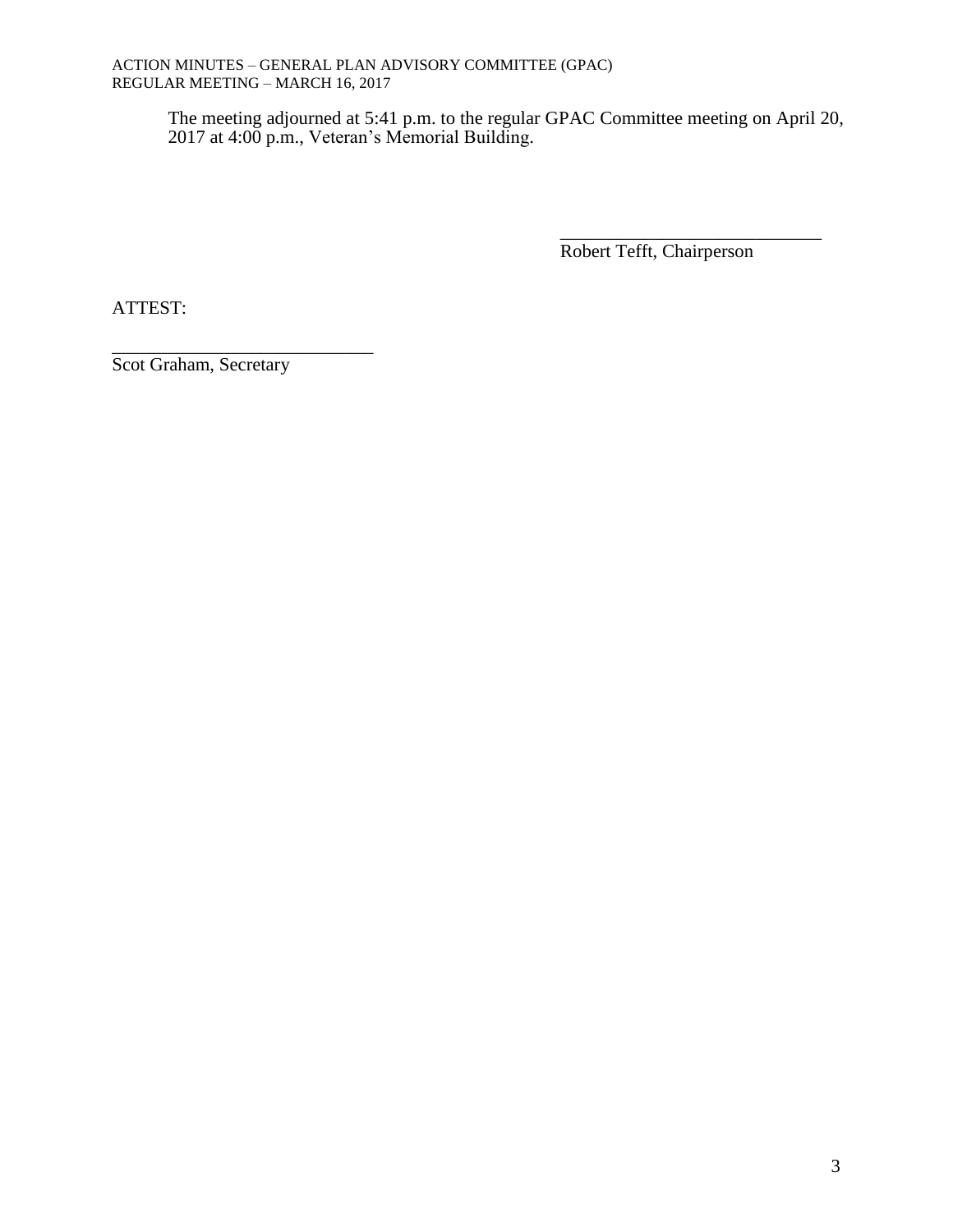The meeting adjourned at 5:41 p.m. to the regular GPAC Committee meeting on April 20, 2017 at 4:00 p.m., Veteran's Memorial Building.

\_\_\_\_\_\_\_\_\_\_\_\_\_\_\_\_\_\_\_\_\_\_\_\_\_\_\_\_\_
Robert Tefft, Chairperson

ATTEST:

\_\_\_\_\_\_\_\_\_\_\_\_\_\_\_\_\_\_\_\_\_\_\_\_\_\_\_\_\_
Scot Graham, Secretary